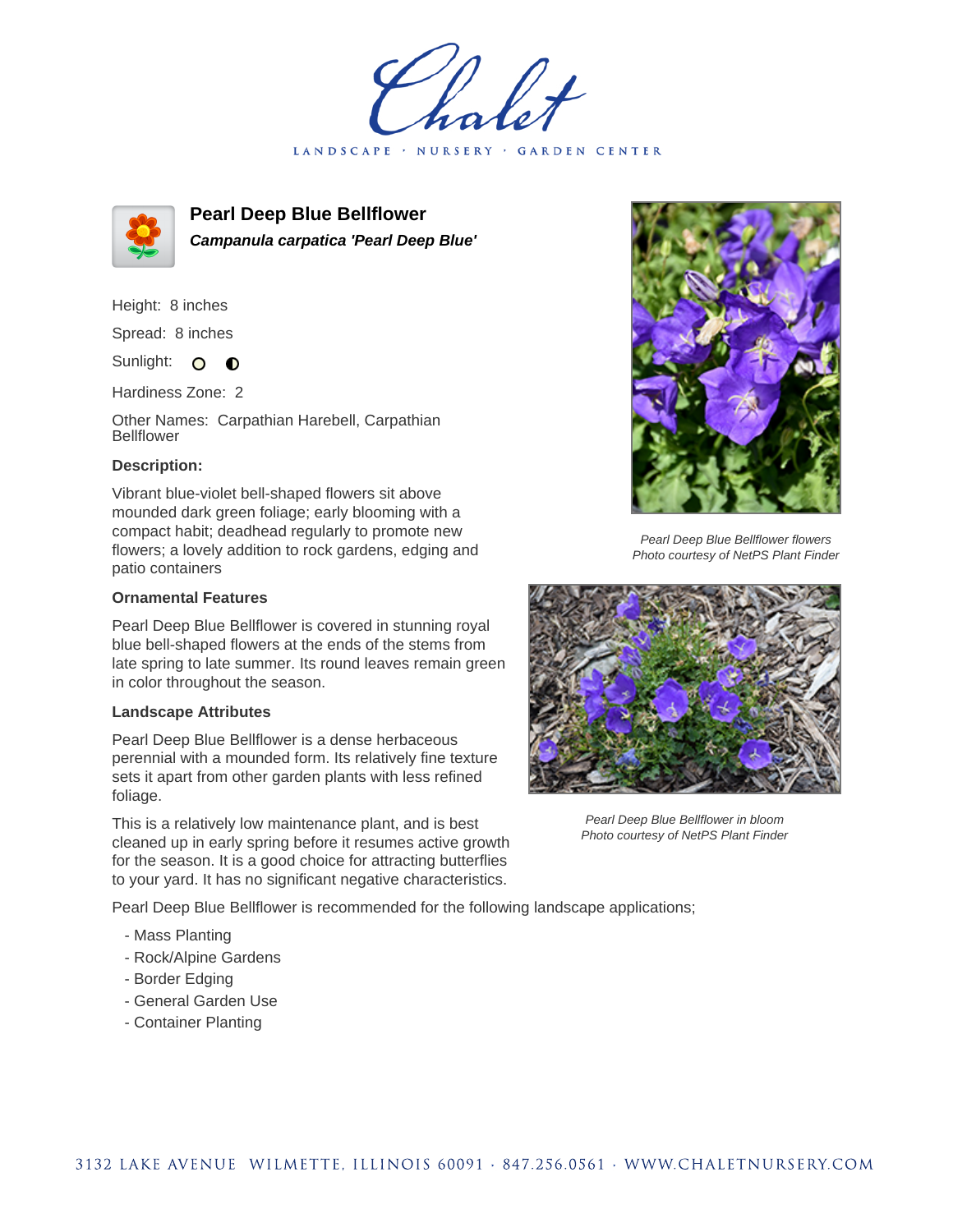# Chalet

LANDSCAPE · NURSERY · GARDEN CENTER

## Pearl Deep Blue Bellflower

***Campanula carpatica 'Pearl Deep Blue'***

Height: 8 inches

Spread: 8 inches

Sunlight: ○ ◐

Hardiness Zone: 2

Other Names: Carpathian Harebell, Carpathian Bellflower

### Description:

Vibrant blue-violet bell-shaped flowers sit above mounded dark green foliage; early blooming with a compact habit; deadhead regularly to promote new flowers; a lovely addition to rock gardens, edging and patio containers

### Ornamental Features

Pearl Deep Blue Bellflower is covered in stunning royal blue bell-shaped flowers at the ends of the stems from late spring to late summer. Its round leaves remain green in color throughout the season.

### Landscape Attributes

Pearl Deep Blue Bellflower is a dense herbaceous perennial with a mounded form. Its relatively fine texture sets it apart from other garden plants with less refined foliage.

This is a relatively low maintenance plant, and is best cleaned up in early spring before it resumes active growth for the season. It is a good choice for attracting butterflies to your yard. It has no significant negative characteristics.

*Pearl Deep Blue Bellflower flowers*
*Photo courtesy of NetPS Plant Finder*

*Pearl Deep Blue Bellflower in bloom*
*Photo courtesy of NetPS Plant Finder*

Pearl Deep Blue Bellflower is recommended for the following landscape applications;

- Mass Planting
- Rock/Alpine Gardens
- Border Edging
- General Garden Use
- Container Planting

3132 LAKE AVENUE WILMETTE, ILLINOIS 60091 · 847.256.0561 · WWW.CHALETNURSERY.COM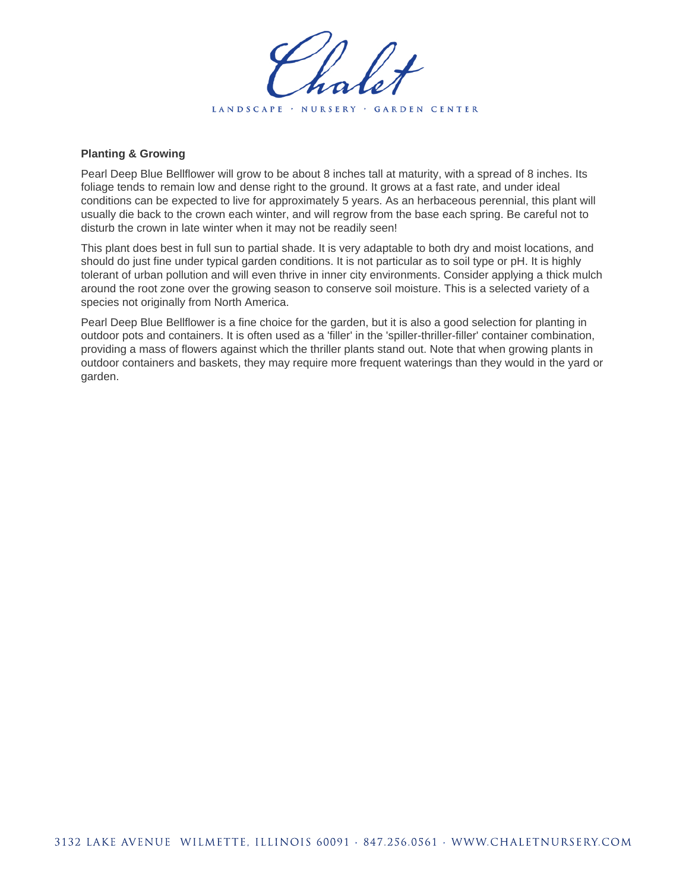**Planting & Growing**

Pearl Deep Blue Bellflower will grow to be about 8 inches tall at maturity, with a spread of 8 inches. Its foliage tends to remain low and dense right to the ground. It grows at a fast rate, and under ideal conditions can be expected to live for approximately 5 years. As an herbaceous perennial, this plant will usually die back to the crown each winter, and will regrow from the base each spring. Be careful not to disturb the crown in late winter when it may not be readily seen!

This plant does best in full sun to partial shade. It is very adaptable to both dry and moist locations, and should do just fine under typical garden conditions. It is not particular as to soil type or pH. It is highly tolerant of urban pollution and will even thrive in inner city environments. Consider applying a thick mulch around the root zone over the growing season to conserve soil moisture. This is a selected variety of a species not originally from North America.

Pearl Deep Blue Bellflower is a fine choice for the garden, but it is also a good selection for planting in outdoor pots and containers. It is often used as a 'filler' in the 'spiller-thriller-filler' container combination, providing a mass of flowers against which the thriller plants stand out. Note that when growing plants in outdoor containers and baskets, they may require more frequent waterings than they would in the yard or garden.